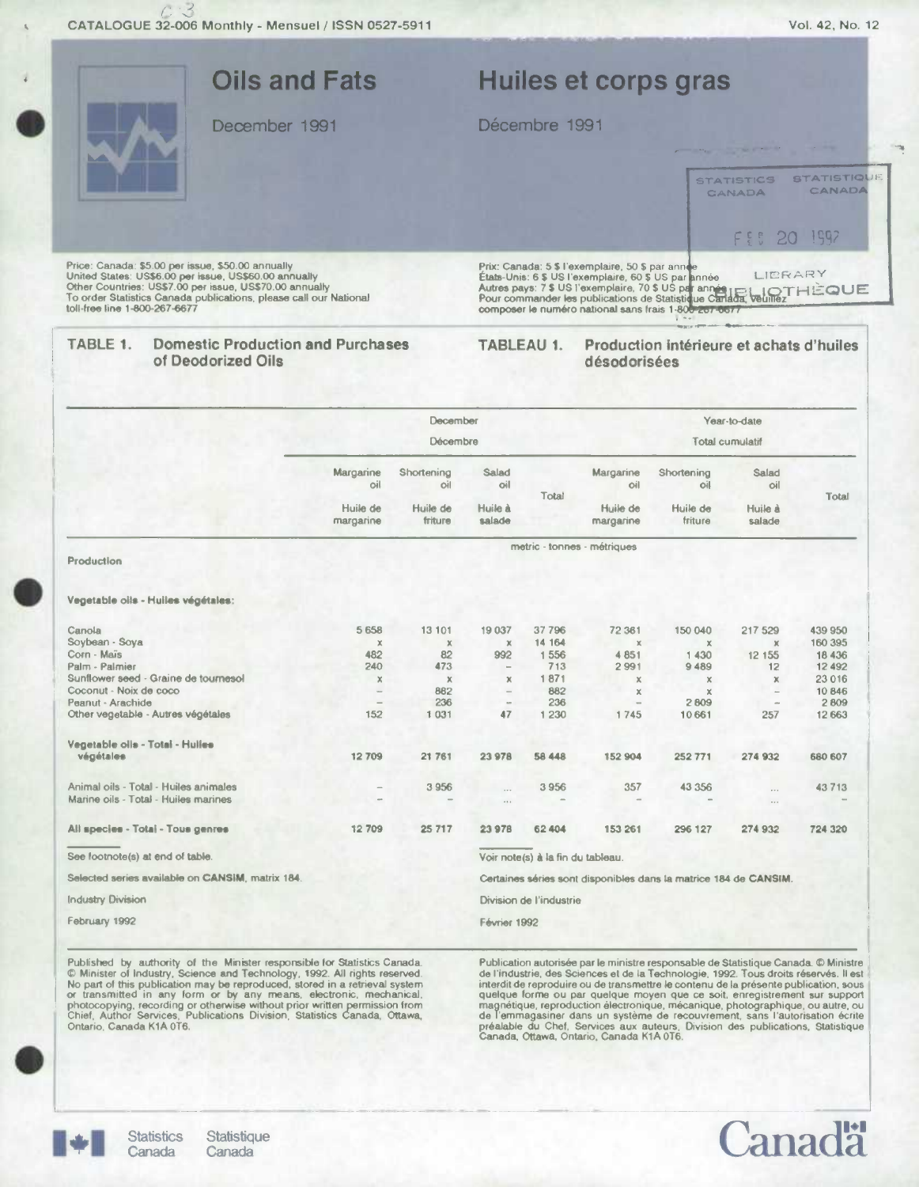CATALOGUE 32-006 Monthly - Mensuel / ISSN 0527-5911

# Oils and Fats / Huiles et corps gras

December 1991 / Décembre 1991

Price: Canada: $5.00 per issue, $50.00 annually
United States: US$6.00 per issue, US$60.00 annually
Other Countries: US$7.00 per issue, US$70.00 annually
To order Statistics Canada publications, please call our National toll-free line 1-800-267-6677

Prix: Canada: 5 $ l'exemplaire, 50 $ par année
États-Unis: 6 $ US l'exemplaire, 60 $ US par année
Autres pays: 7 $ US l'exemplaire, 70 $ US par année
Pour commander les publications de Statistique Canada, veuillez composer le numéro national sans frais 1-800-267-6677

## TABLE 1. Domestic Production and Purchases of Deodorized Oils

## TABLEAU 1. Production intérieure et achats d'huiles désodorisées

| | December / Décembre | | | | Year-to-date / Total cumulatif | | | |
|---|---|---|---|---|---|---|---|---|
| | Margarine oil / Huile de margarine | Shortening oil / Huile de friture | Salad oil / Huile à salade | Total | Margarine oil / Huile de margarine | Shortening oil / Huile de friture | Salad oil / Huile à salade | Total |
| | metric - tonnes - métriques | | | | | | | |
| **Production** | | | | | | | | |
| **Vegetable oils - Huiles végétales:** | | | | | | | | |
| Canola | 5 658 | 13 101 | 19 037 | 37 796 | 72 361 | 150 040 | 217 529 | 439 950 |
| Soybean - Soya | x | x | x | 14 164 | x | x | x | 160 395 |
| Corn - Maïs | 482 | 82 | 992 | 1 556 | 4 851 | 1 430 | 12 155 | 18 436 |
| Palm - Palmier | 240 | 473 | – | 713 | 2 991 | 9 489 | 12 | 12 492 |
| Sunflower seed - Graine de tournesol | x | x | x | 1 871 | x | x | x | 23 016 |
| Coconut - Noix de coco | – | 882 | – | 882 | x | x | – | 10 846 |
| Peanut - Arachide | – | 236 | – | 236 | – | 2 809 | – | 2 809 |
| Other vegetable - Autres végétales | 152 | 1 031 | 47 | 1 230 | 1 745 | 10 661 | 257 | 12 663 |
| **Vegetable oils - Total - Huiles végétales** | 12 709 | 21 761 | 23 978 | 58 448 | 152 904 | 252 771 | 274 932 | 680 607 |
| Animal oils - Total - Huiles animales | – | 3 956 | ... | 3 956 | 357 | 43 356 | ... | 43 713 |
| Marine oils - Total - Huiles marines | – | – | ... | – | – | – | ... | – |
| **All species - Total - Tous genres** | 12 709 | 25 717 | 23 978 | 62 404 | 153 261 | 296 127 | 274 932 | 724 320 |

See footnote(s) at end of table. / Voir note(s) à la fin du tableau.

Selected series available on **CANSIM**, matrix 184. / Certaines séries sont disponibles dans la matrice 184 de **CANSIM**.

Industry Division / Division de l'industrie

February 1992 / Février 1992

Published by authority of the Minister responsible for Statistics Canada. © Minister of Industry, Science and Technology, 1992. All rights reserved. No part of this publication may be reproduced, stored in a retrieval system or transmitted in any form or by any means, electronic, mechanical, photocopying, recording or otherwise without prior written permission from Chief, Author Services, Publications Division, Statistics Canada, Ottawa, Ontario, Canada K1A 0T6.

Publication autorisée par le ministre responsable de Statistique Canada. © Ministre de l'Industrie, des Sciences et de la Technologie, 1992. Tous droits réservés. Il est interdit de reproduire ou de transmettre le contenu de la présente publication, sous quelque forme ou par quelque moyen que ce soit, enregistrement sur support magnétique, reproduction électronique, mécanique, photographique, ou autre, ou de l'emmagasiner dans un système de recouvrement, sans l'autorisation écrite préalable du Chef, Services aux auteurs, Division des publications, Statistique Canada, Ottawa, Ontario, Canada K1A 0T6.

Statistics Canada / Statistique Canada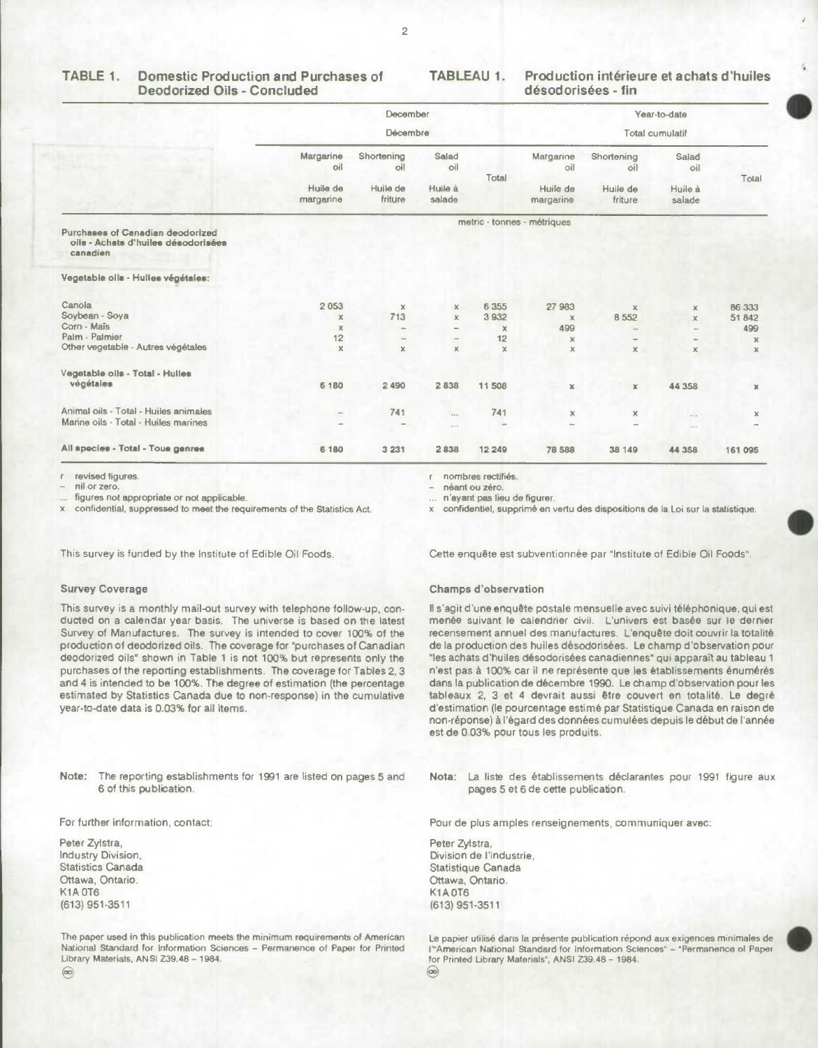## TABLE 1. Domestic Production and Purchases of Deodorized Oils - Concluded

## TABLEAU 1. Production intérieure et achats d'huiles désodorisées - fin

| | December / Décembre | | | | Year-to-date / Total cumulatif | | | |
|---|---|---|---|---|---|---|---|---|
| | Margarine oil / Huile de margarine | Shortening oil / Huile de friture | Salad oil / Huile à salade | Total | Margarine oil / Huile de margarine | Shortening oil / Huile de friture | Salad oil / Huile à salade | Total |
| | metric - tonnes - métriques | | | | | | | |
| **Purchases of Canadian deodorized oils - Achats d'huiles désodorisées canadien** | | | | | | | | |
| **Vegetable oils - Huiles végétales:** | | | | | | | | |
| Canola | 2 053 | x | x | 6 355 | 27 983 | x | x | 86 333 |
| Soybean - Soya | x | 713 | x | 3 932 | x | 8 552 | x | 51 842 |
| Corn - Maïs | x | – | – | x | 499 | – | – | 499 |
| Palm - Palmier | 12 | – | – | 12 | x | – | – | x |
| Other vegetable - Autres végétales | x | x | x | x | x | x | x | x |
| **Vegetable oils - Total - Huiles végétales** | 6 180 | 2 490 | 2 838 | 11 508 | x | x | 44 358 | x |
| Animal oils - Total - Huiles animales | – | 741 | ... | 741 | x | x | ... | x |
| Marine oils - Total - Huiles marines | – | – | ... | – | – | – | ... | – |
| **All species - Total - Tous genres** | 6 180 | 3 231 | 2 838 | 12 249 | 78 588 | 38 149 | 44 358 | 161 095 |

r revised figures.
– nil or zero.
... figures not appropriate or not applicable.
x confidential, suppressed to meet the requirements of the Statistics Act.

r nombres rectifiés.
– néant ou zéro.
... n'ayant pas lieu de figurer.
x confidentiel, supprimé en vertu des dispositions de la Loi sur la statistique.

This survey is funded by the Institute of Edible Oil Foods.

Cette enquête est subventionnée par "Institute of Edible Oil Foods".

### Survey Coverage

This survey is a monthly mail-out survey with telephone follow-up, conducted on a calendar year basis. The universe is based on the latest Survey of Manufactures. The survey is intended to cover 100% of the production of deodorized oils. The coverage for "purchases of Canadian deodorized oils" shown in Table 1 is not 100% but represents only the purchases of the reporting establishments. The coverage for Tables 2, 3 and 4 is intended to be 100%. The degree of estimation (the percentage estimated by Statistics Canada due to non-response) in the cumulative year-to-date data is 0.03% for all items.

### Champs d'observation

Il s'agit d'une enquête postale mensuelle avec suivi téléphonique, qui est menée suivant le calendrier civil. L'univers est basée sur le dernier recensement annuel des manufactures. L'enquête doit couvrir la totalité de la production des huiles désodorisées. Le champ d'observation pour "les achats d'huiles désodorisées canadiennes" qui apparaît au tableau 1 n'est pas à 100% car il ne représente que les établissements énumérés dans la publication de décembre 1990. Le champ d'observation pour les tableaux 2, 3 et 4 devrait aussi être couvert en totalité. Le degré d'estimation (le pourcentage estimé par Statistique Canada en raison de non-réponse) à l'égard des données cumulées depuis le début de l'année est de 0.03% pour tous les produits.

**Note:** The reporting establishments for 1991 are listed on pages 5 and 6 of this publication.

**Nota:** La liste des établissements déclarantes pour 1991 figure aux pages 5 et 6 de cette publication.

For further information, contact:

Peter Zylstra,
Industry Division,
Statistics Canada
Ottawa, Ontario.
K1A 0T6
(613) 951-3511

Pour de plus amples renseignements, communiquer avec:

Peter Zylstra,
Division de l'industrie,
Statistique Canada
Ottawa, Ontario.
K1A 0T6
(613) 951-3511

The paper used in this publication meets the minimum requirements of American National Standard for Information Sciences – Permanence of Paper for Printed Library Materials, ANSI Z39.48 – 1984.

Le papier utilisé dans la présente publication répond aux exigences minimales de l'"American National Standard for Information Sciences" – "Permanence of Paper for Printed Library Materials", ANSI Z39.48 – 1984.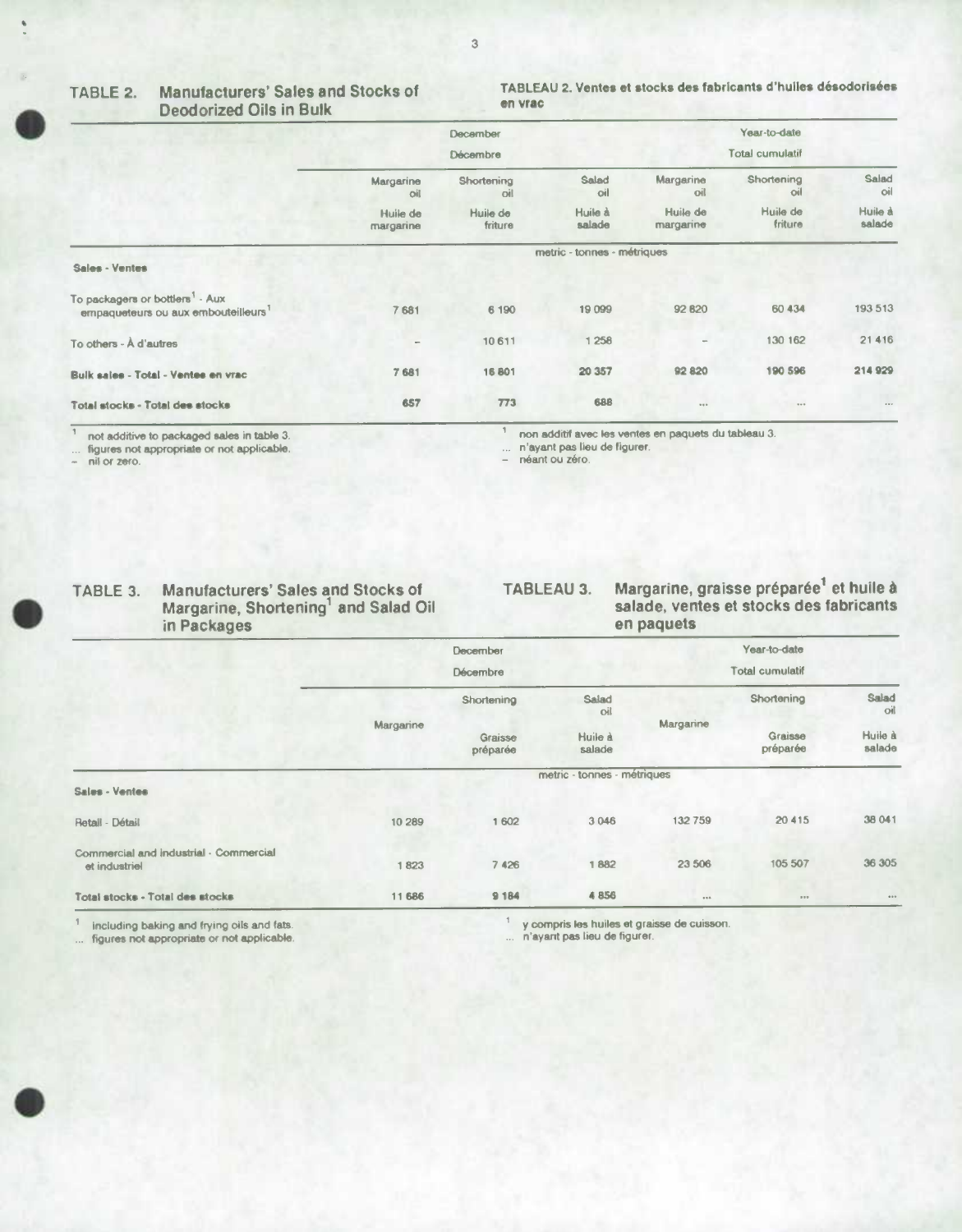## TABLE 2. Manufacturers' Sales and Stocks of Deodorized Oils in Bulk

## TABLEAU 2. Ventes et stocks des fabricants d'huiles désodorisées en vrac

| | December<br>Décembre | | | Year-to-date<br>Total cumulatif | | |
|---|---|---|---|---|---|---|
| | Margarine oil<br>Huile de margarine | Shortening oil<br>Huile de friture | Salad oil<br>Huile à salade | Margarine oil<br>Huile de margarine | Shortening oil<br>Huile de friture | Salad oil<br>Huile à salade |
| | metric - tonnes - métriques | | | | | |
| **Sales - Ventes** | | | | | | |
| To packagers or bottlers[1] - Aux empaqueteurs ou aux embouteilleurs[1] | 7 681 | 6 190 | 19 099 | 92 820 | 60 434 | 193 513 |
| To others - À d'autres | – | 10 611 | 1 258 | – | 130 162 | 21 416 |
| **Bulk sales - Total - Ventes en vrac** | 7 681 | 16 801 | 20 357 | 92 820 | 190 596 | 214 929 |
| **Total stocks - Total des stocks** | 657 | 773 | 688 | ... | ... | ... |

[1] not additive to packaged sales in table 3.
... figures not appropriate or not applicable.
– nil or zero.

[1] non additif avec les ventes en paquets du tableau 3.
... n'ayant pas lieu de figurer.
– néant ou zéro.

## TABLE 3. Manufacturers' Sales and Stocks of Margarine, Shortening[1] and Salad Oil in Packages

## TABLEAU 3. Margarine, graisse préparée[1] et huile à salade, ventes et stocks des fabricants en paquets

| | December<br>Décembre | | | Year-to-date<br>Total cumulatif | | |
|---|---|---|---|---|---|---|
| | Margarine | Shortening<br>Graisse préparée | Salad oil<br>Huile à salade | Margarine | Shortening<br>Graisse préparée | Salad oil<br>Huile à salade |
| | metric - tonnes - métriques | | | | | |
| **Sales - Ventes** | | | | | | |
| Retail - Détail | 10 289 | 1 602 | 3 046 | 132 759 | 20 415 | 38 041 |
| Commercial and industrial - Commercial et industriel | 1 823 | 7 426 | 1 882 | 23 506 | 105 507 | 36 305 |
| **Total stocks - Total des stocks** | 11 686 | 9 184 | 4 856 | ... | ... | ... |

[1] including baking and frying oils and fats.
... figures not appropriate or not applicable.

[1] y compris les huiles et graisse de cuisson.
... n'ayant pas lieu de figurer.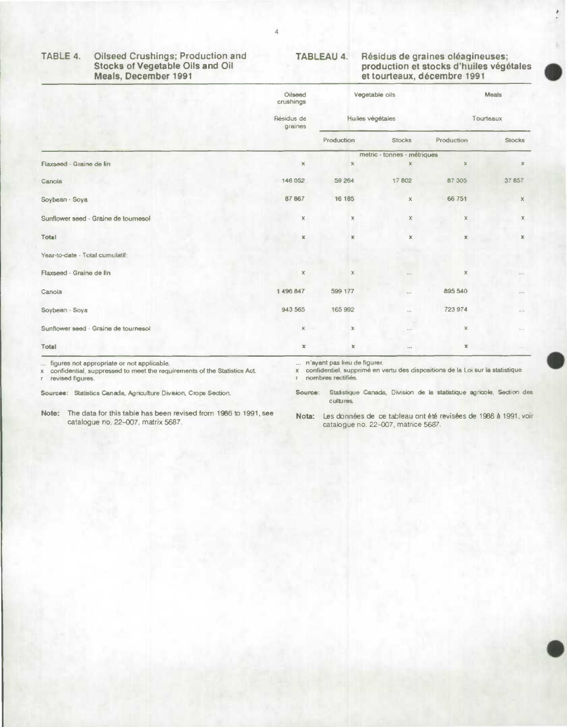## TABLE 4. Oilseed Crushings; Production and Stocks of Vegetable Oils and Oil Meals, December 1991

## TABLEAU 4. Résidus de graines oléagineuses; production et stocks d'huiles végétales et tourteaux, décembre 1991

| | Oilseed crushings | Vegetable oils | | Meals | |
|---|---|---|---|---|---|
| | Résidus de graines | Huiles végétales | | Tourteaux | |
| | | Production | Stocks | Production | Stocks |
| | metric - tonnes - métriques | | | | |
| Flaxseed - Graine de lin | x | x | x | x | x |
| Canola | 146 052 | 59 264 | 17 802 | 87 305 | 37 857 |
| Soybean - Soya | 87 867 | 16 185 | x | 66 751 | x |
| Sunflower seed - Graine de tournesol | x | x | x | x | x |
| Total | x | x | x | x | x |
| Year-to-date - Total cumulatif: | | | | | |
| Flaxseed - Graine de lin | x | x | ... | x | ... |
| Canola | 1 496 847 | 599 177 | ... | 895 540 | ... |
| Soybean - Soya | 943 565 | 165 992 | ... | 723 974 | ... |
| Sunflower seed - Graine de tournesol | x | x | ... | x | ... |
| Total | x | x | ... | x | ... |

... figures not appropriate or not applicable.
x confidential, suppressed to meet the requirements of the Statistics Act.
r revised figures.

... n'ayant pas lieu de figurer.
x confidentiel, supprimé en vertu des dispositions de la Loi sur la statistique.
r nombres rectifiés.

**Sources:** Statistics Canada, Agriculture Division, Crops Section.

**Source:** Statistique Canada, Division de la statistique agricole, Section des cultures.

**Note:** The data for this table has been revised from 1986 to 1991, see catalogue no. 22-007, matrix 5687.

**Nota:** Les données de ce tableau ont été revisées de 1986 à 1991, voir catalogue no. 22-007, matrice 5687.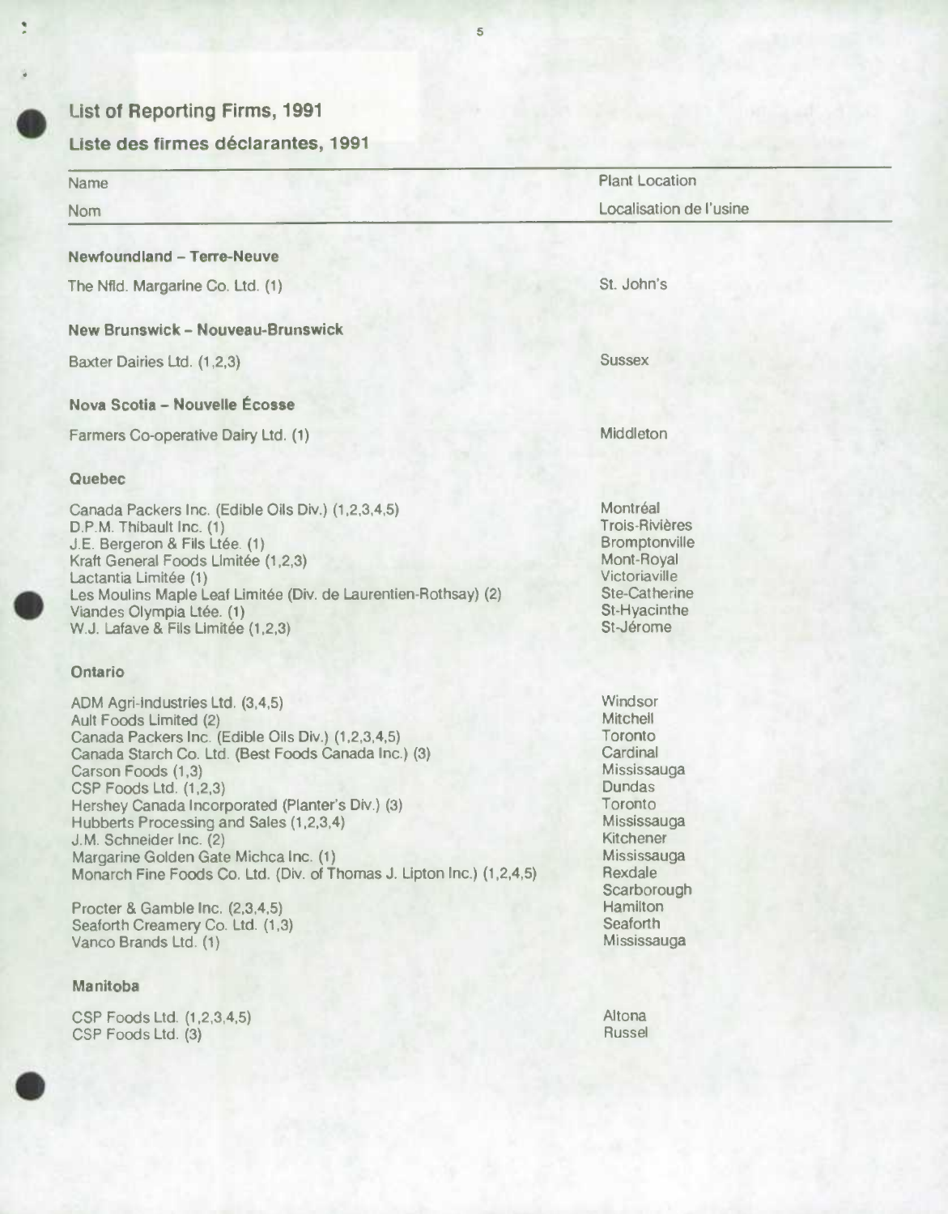## List of Reporting Firms, 1991

## Liste des firmes déclarantes, 1991

| Name<br>Nom | Plant Location<br>Localisation de l'usine |
|---|---|
| **Newfoundland – Terre-Neuve** | |
| The Nfld. Margarine Co. Ltd. (1) | St. John's |
| **New Brunswick – Nouveau-Brunswick** | |
| Baxter Dairies Ltd. (1,2,3) | Sussex |
| **Nova Scotia – Nouvelle Écosse** | |
| Farmers Co-operative Dairy Ltd. (1) | Middleton |
| **Quebec** | |
| Canada Packers Inc. (Edible Oils Div.) (1,2,3,4,5) | Montréal |
| D.P.M. Thibault Inc. (1) | Trois-Rivières |
| J.E. Bergeron & Fils Ltée. (1) | Bromptonville |
| Kraft General Foods Limitée (1,2,3) | Mont-Royal |
| Lactantia Limitée (1) | Victoriaville |
| Les Moulins Maple Leaf Limitée (Div. de Laurentien-Rothsay) (2) | Ste-Catherine |
| Viandes Olympia Ltée. (1) | St-Hyacinthe |
| W.J. Lafave & Fils Limitée (1,2,3) | St-Jérome |
| **Ontario** | |
| ADM Agri-Industries Ltd. (3,4,5) | Windsor |
| Ault Foods Limited (2) | Mitchell |
| Canada Packers Inc. (Edible Oils Div.) (1,2,3,4,5) | Toronto |
| Canada Starch Co. Ltd. (Best Foods Canada Inc.) (3) | Cardinal |
| Carson Foods (1,3) | Mississauga |
| CSP Foods Ltd. (1,2,3) | Dundas |
| Hershey Canada Incorporated (Planter's Div.) (3) | Toronto |
| Hubberts Processing and Sales (1,2,3,4) | Mississauga |
| J.M. Schneider Inc. (2) | Kitchener |
| Margarine Golden Gate Michca Inc. (1) | Mississauga |
| Monarch Fine Foods Co. Ltd. (Div. of Thomas J. Lipton Inc.) (1,2,4,5) | Rexdale<br>Scarborough |
| Procter & Gamble Inc. (2,3,4,5) | Hamilton |
| Seaforth Creamery Co. Ltd. (1,3) | Seaforth |
| Vanco Brands Ltd. (1) | Mississauga |
| **Manitoba** | |
| CSP Foods Ltd. (1,2,3,4,5) | Altona |
| CSP Foods Ltd. (3) | Russel |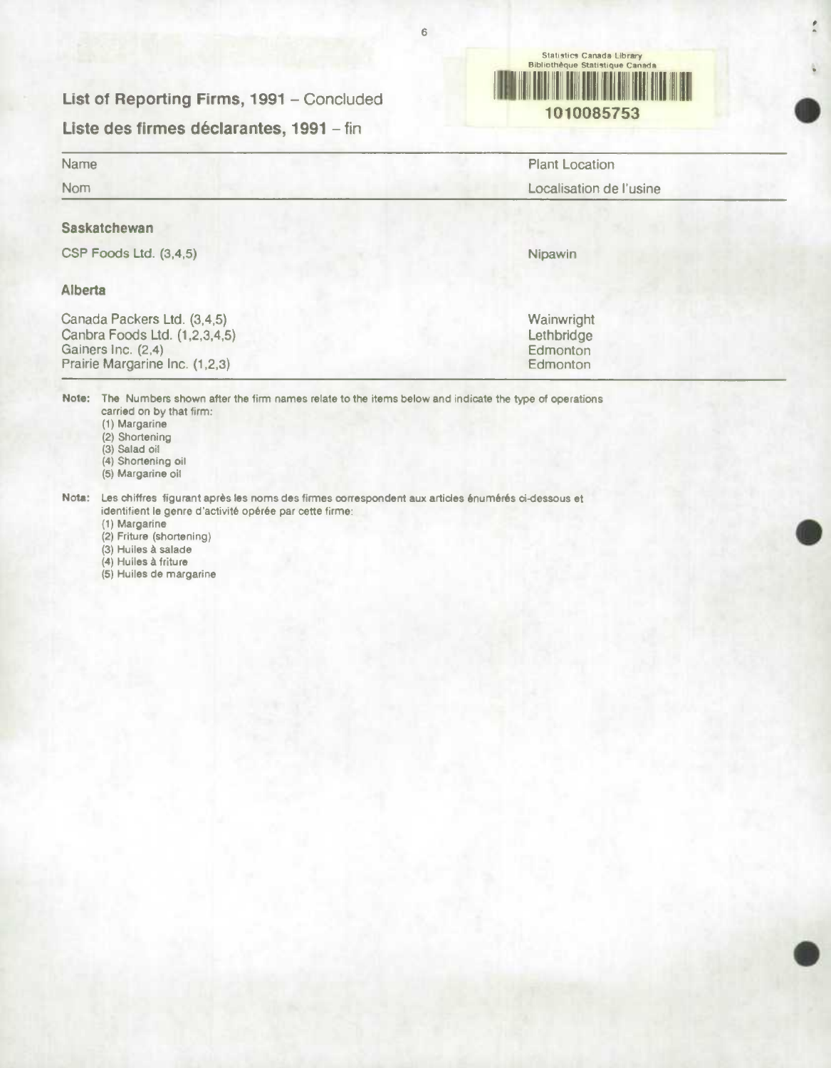## List of Reporting Firms, 1991 – Concluded

## Liste des firmes déclarantes, 1991 – fin

| Name / Nom | Plant Location / Localisation de l'usine |
|---|---|
| **Saskatchewan** | |
| CSP Foods Ltd. (3,4,5) | Nipawin |
| **Alberta** | |
| Canada Packers Ltd. (3,4,5) | Wainwright |
| Canbra Foods Ltd. (1,2,3,4,5) | Lethbridge |
| Gainers Inc. (2,4) | Edmonton |
| Prairie Margarine Inc. (1,2,3) | Edmonton |

**Note:** The Numbers shown after the firm names relate to the items below and indicate the type of operations carried on by that firm:
(1) Margarine
(2) Shortening
(3) Salad oil
(4) Shortening oil
(5) Margarine oil

**Nota:** Les chiffres figurant après les noms des firmes correspondent aux articles énumérés ci-dessous et identifient le genre d'activité opérée par cette firme:
(1) Margarine
(2) Friture (shortening)
(3) Huiles à salade
(4) Huiles à friture
(5) Huiles de margarine